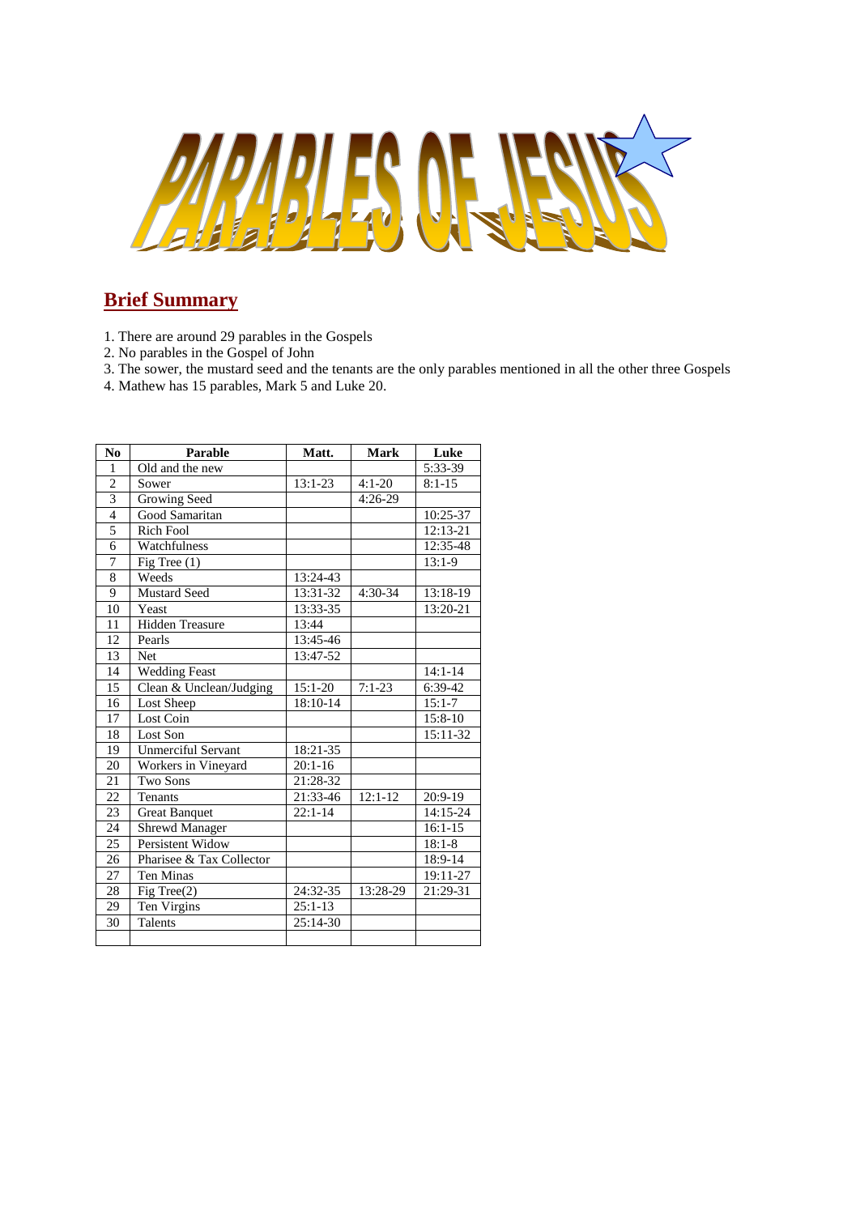# PARABLES OF JESUS

## Brief Summary

1. There are around 29 parables in the Gospels
2. No parables in the Gospel of John
3. The sower, the mustard seed and the tenants are the only parables mentioned in all the other three Gospels
4. Mathew has 15 parables, Mark 5 and Luke 20.

| No | Parable | Matt. | Mark | Luke |
|---|---|---|---|---|
| 1 | Old and the new | | | 5:33-39 |
| 2 | Sower | 13:1-23 | 4:1-20 | 8:1-15 |
| 3 | Growing Seed | | 4:26-29 | |
| 4 | Good Samaritan | | | 10:25-37 |
| 5 | Rich Fool | | | 12:13-21 |
| 6 | Watchfulness | | | 12:35-48 |
| 7 | Fig Tree (1) | | | 13:1-9 |
| 8 | Weeds | 13:24-43 | | |
| 9 | Mustard Seed | 13:31-32 | 4:30-34 | 13:18-19 |
| 10 | Yeast | 13:33-35 | | 13:20-21 |
| 11 | Hidden Treasure | 13:44 | | |
| 12 | Pearls | 13:45-46 | | |
| 13 | Net | 13:47-52 | | |
| 14 | Wedding Feast | | | 14:1-14 |
| 15 | Clean & Unclean/Judging | 15:1-20 | 7:1-23 | 6:39-42 |
| 16 | Lost Sheep | 18:10-14 | | 15:1-7 |
| 17 | Lost Coin | | | 15:8-10 |
| 18 | Lost Son | | | 15:11-32 |
| 19 | Unmerciful Servant | 18:21-35 | | |
| 20 | Workers in Vineyard | 20:1-16 | | |
| 21 | Two Sons | 21:28-32 | | |
| 22 | Tenants | 21:33-46 | 12:1-12 | 20:9-19 |
| 23 | Great Banquet | 22:1-14 | | 14:15-24 |
| 24 | Shrewd Manager | | | 16:1-15 |
| 25 | Persistent Widow | | | 18:1-8 |
| 26 | Pharisee & Tax Collector | | | 18:9-14 |
| 27 | Ten Minas | | | 19:11-27 |
| 28 | Fig Tree(2) | 24:32-35 | 13:28-29 | 21:29-31 |
| 29 | Ten Virgins | 25:1-13 | | |
| 30 | Talents | 25:14-30 | | |
| | | | | |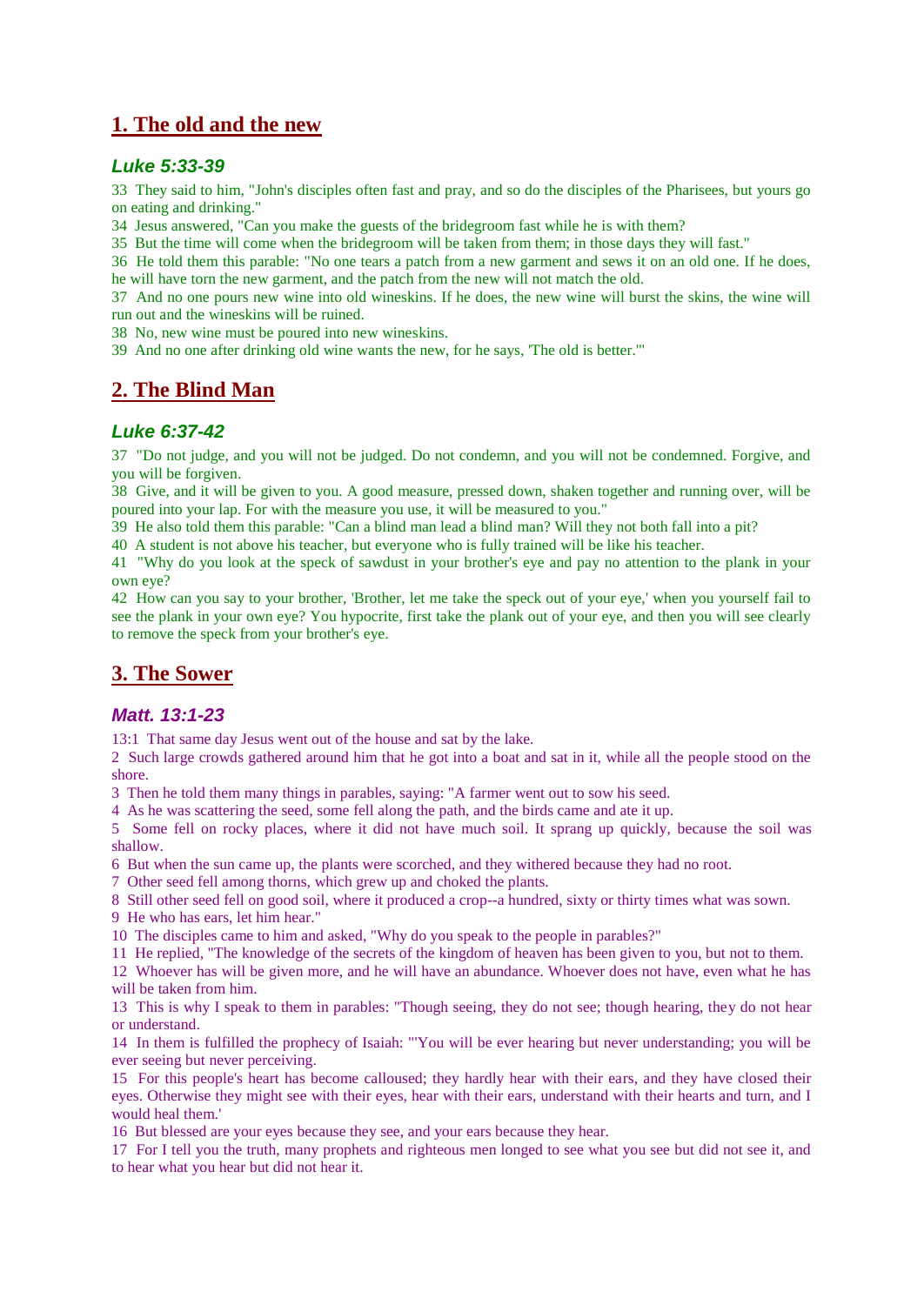## 1. The old and the new

### *Luke 5:33-39*

33 They said to him, "John's disciples often fast and pray, and so do the disciples of the Pharisees, but yours go on eating and drinking."

34 Jesus answered, "Can you make the guests of the bridegroom fast while he is with them?

35 But the time will come when the bridegroom will be taken from them; in those days they will fast."

36 He told them this parable: "No one tears a patch from a new garment and sews it on an old one. If he does, he will have torn the new garment, and the patch from the new will not match the old.

37 And no one pours new wine into old wineskins. If he does, the new wine will burst the skins, the wine will run out and the wineskins will be ruined.

38 No, new wine must be poured into new wineskins.

39 And no one after drinking old wine wants the new, for he says, 'The old is better.'"

## 2. The Blind Man

### *Luke 6:37-42*

37 "Do not judge, and you will not be judged. Do not condemn, and you will not be condemned. Forgive, and you will be forgiven.

38 Give, and it will be given to you. A good measure, pressed down, shaken together and running over, will be poured into your lap. For with the measure you use, it will be measured to you."

39 He also told them this parable: "Can a blind man lead a blind man? Will they not both fall into a pit?

40 A student is not above his teacher, but everyone who is fully trained will be like his teacher.

41 "Why do you look at the speck of sawdust in your brother's eye and pay no attention to the plank in your own eye?

42 How can you say to your brother, 'Brother, let me take the speck out of your eye,' when you yourself fail to see the plank in your own eye? You hypocrite, first take the plank out of your eye, and then you will see clearly to remove the speck from your brother's eye.

## 3. The Sower

### *Matt. 13:1-23*

13:1 That same day Jesus went out of the house and sat by the lake.

2 Such large crowds gathered around him that he got into a boat and sat in it, while all the people stood on the shore.

3 Then he told them many things in parables, saying: "A farmer went out to sow his seed.

4 As he was scattering the seed, some fell along the path, and the birds came and ate it up.

5 Some fell on rocky places, where it did not have much soil. It sprang up quickly, because the soil was shallow.

6 But when the sun came up, the plants were scorched, and they withered because they had no root.

7 Other seed fell among thorns, which grew up and choked the plants.

8 Still other seed fell on good soil, where it produced a crop--a hundred, sixty or thirty times what was sown.

9 He who has ears, let him hear."

10 The disciples came to him and asked, "Why do you speak to the people in parables?"

11 He replied, "The knowledge of the secrets of the kingdom of heaven has been given to you, but not to them.

12 Whoever has will be given more, and he will have an abundance. Whoever does not have, even what he has will be taken from him.

13 This is why I speak to them in parables: "Though seeing, they do not see; though hearing, they do not hear or understand.

14 In them is fulfilled the prophecy of Isaiah: "'You will be ever hearing but never understanding; you will be ever seeing but never perceiving.

15 For this people's heart has become calloused; they hardly hear with their ears, and they have closed their eyes. Otherwise they might see with their eyes, hear with their ears, understand with their hearts and turn, and I would heal them.'

16 But blessed are your eyes because they see, and your ears because they hear.

17 For I tell you the truth, many prophets and righteous men longed to see what you see but did not see it, and to hear what you hear but did not hear it.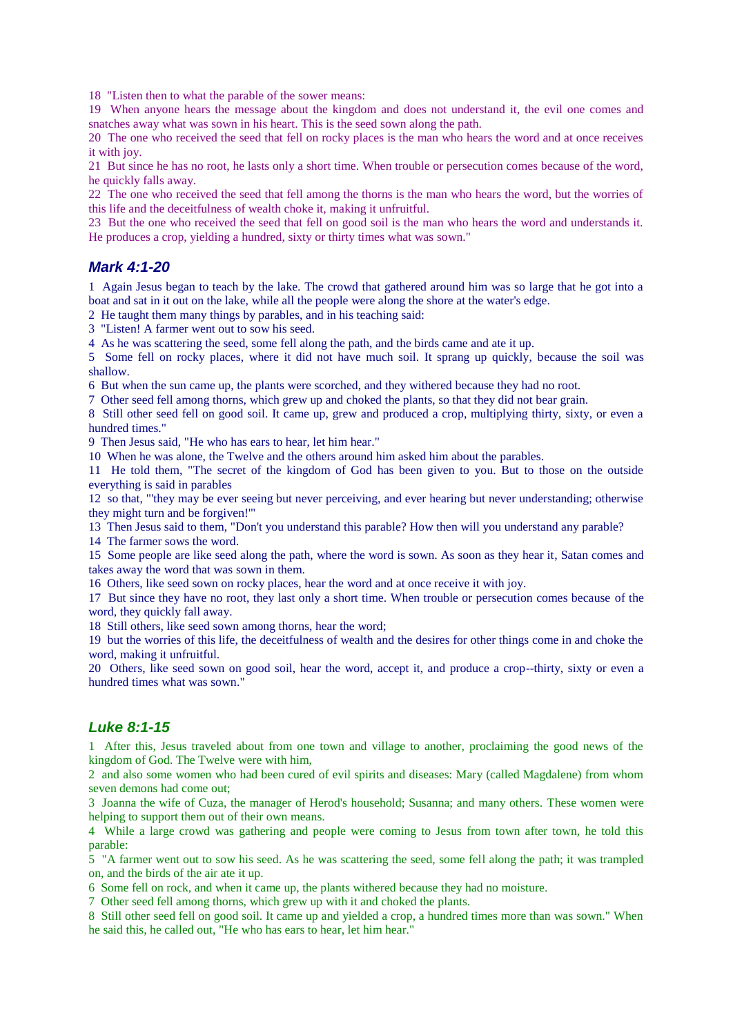18 "Listen then to what the parable of the sower means:
19 When anyone hears the message about the kingdom and does not understand it, the evil one comes and snatches away what was sown in his heart. This is the seed sown along the path.
20 The one who received the seed that fell on rocky places is the man who hears the word and at once receives it with joy.
21 But since he has no root, he lasts only a short time. When trouble or persecution comes because of the word, he quickly falls away.
22 The one who received the seed that fell among the thorns is the man who hears the word, but the worries of this life and the deceitfulness of wealth choke it, making it unfruitful.
23 But the one who received the seed that fell on good soil is the man who hears the word and understands it. He produces a crop, yielding a hundred, sixty or thirty times what was sown."

## *Mark 4:1-20*

1 Again Jesus began to teach by the lake. The crowd that gathered around him was so large that he got into a boat and sat in it out on the lake, while all the people were along the shore at the water's edge.
2 He taught them many things by parables, and in his teaching said:
3 "Listen! A farmer went out to sow his seed.
4 As he was scattering the seed, some fell along the path, and the birds came and ate it up.
5 Some fell on rocky places, where it did not have much soil. It sprang up quickly, because the soil was shallow.
6 But when the sun came up, the plants were scorched, and they withered because they had no root.
7 Other seed fell among thorns, which grew up and choked the plants, so that they did not bear grain.
8 Still other seed fell on good soil. It came up, grew and produced a crop, multiplying thirty, sixty, or even a hundred times."
9 Then Jesus said, "He who has ears to hear, let him hear."
10 When he was alone, the Twelve and the others around him asked him about the parables.
11 He told them, "The secret of the kingdom of God has been given to you. But to those on the outside everything is said in parables
12 so that, "'they may be ever seeing but never perceiving, and ever hearing but never understanding; otherwise they might turn and be forgiven!'"
13 Then Jesus said to them, "Don't you understand this parable? How then will you understand any parable?
14 The farmer sows the word.
15 Some people are like seed along the path, where the word is sown. As soon as they hear it, Satan comes and takes away the word that was sown in them.
16 Others, like seed sown on rocky places, hear the word and at once receive it with joy.
17 But since they have no root, they last only a short time. When trouble or persecution comes because of the word, they quickly fall away.
18 Still others, like seed sown among thorns, hear the word;
19 but the worries of this life, the deceitfulness of wealth and the desires for other things come in and choke the word, making it unfruitful.
20 Others, like seed sown on good soil, hear the word, accept it, and produce a crop--thirty, sixty or even a hundred times what was sown."

## *Luke 8:1-15*

1 After this, Jesus traveled about from one town and village to another, proclaiming the good news of the kingdom of God. The Twelve were with him,
2 and also some women who had been cured of evil spirits and diseases: Mary (called Magdalene) from whom seven demons had come out;
3 Joanna the wife of Cuza, the manager of Herod's household; Susanna; and many others. These women were helping to support them out of their own means.
4 While a large crowd was gathering and people were coming to Jesus from town after town, he told this parable:
5 "A farmer went out to sow his seed. As he was scattering the seed, some fell along the path; it was trampled on, and the birds of the air ate it up.
6 Some fell on rock, and when it came up, the plants withered because they had no moisture.
7 Other seed fell among thorns, which grew up with it and choked the plants.
8 Still other seed fell on good soil. It came up and yielded a crop, a hundred times more than was sown." When he said this, he called out, "He who has ears to hear, let him hear."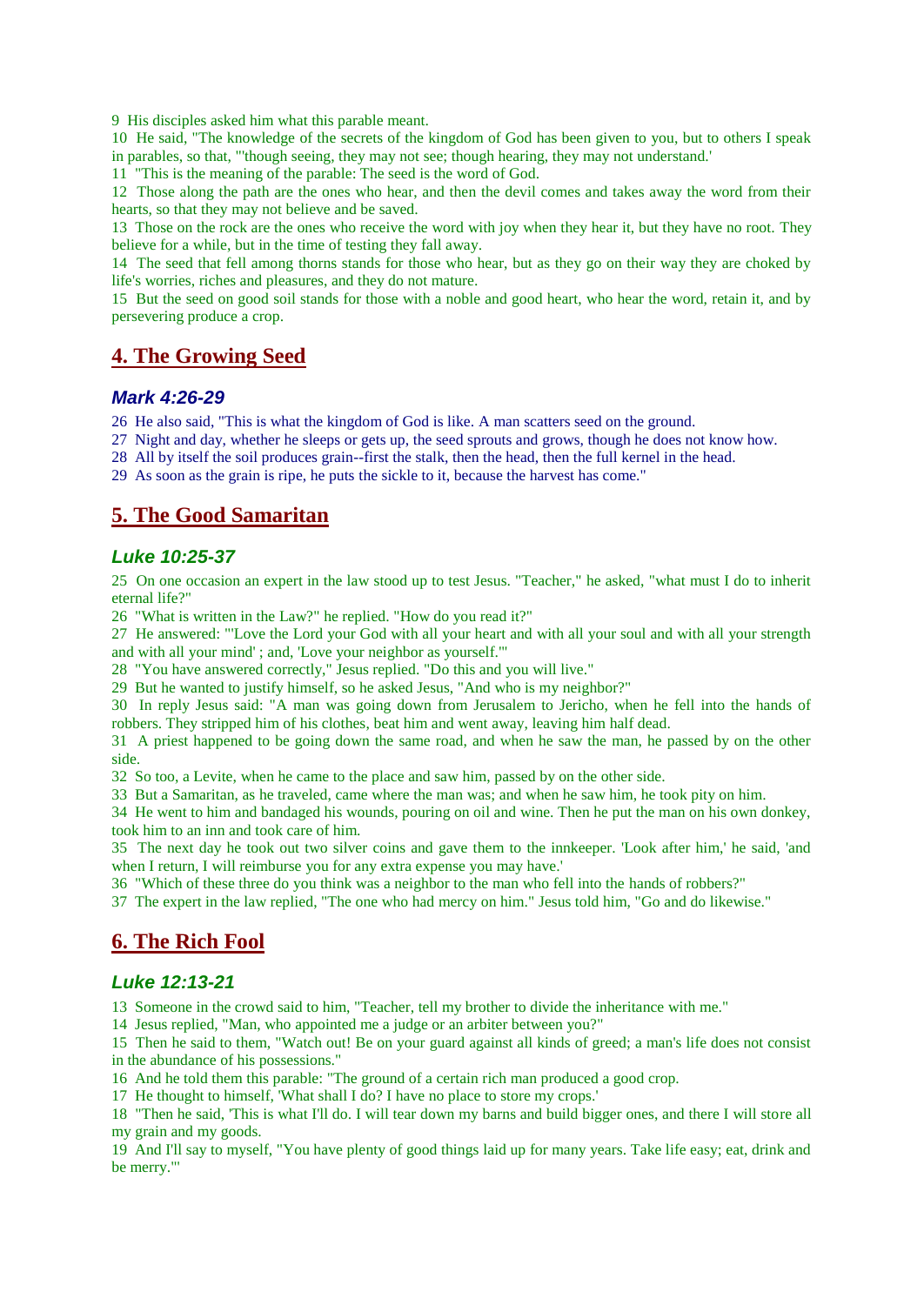9 His disciples asked him what this parable meant.

10 He said, "The knowledge of the secrets of the kingdom of God has been given to you, but to others I speak in parables, so that, "'though seeing, they may not see; though hearing, they may not understand.'

11 "This is the meaning of the parable: The seed is the word of God.

12 Those along the path are the ones who hear, and then the devil comes and takes away the word from their hearts, so that they may not believe and be saved.

13 Those on the rock are the ones who receive the word with joy when they hear it, but they have no root. They believe for a while, but in the time of testing they fall away.

14 The seed that fell among thorns stands for those who hear, but as they go on their way they are choked by life's worries, riches and pleasures, and they do not mature.

15 But the seed on good soil stands for those with a noble and good heart, who hear the word, retain it, and by persevering produce a crop.

## 4. The Growing Seed

### *Mark 4:26-29*

26 He also said, "This is what the kingdom of God is like. A man scatters seed on the ground.

27 Night and day, whether he sleeps or gets up, the seed sprouts and grows, though he does not know how.

28 All by itself the soil produces grain--first the stalk, then the head, then the full kernel in the head.

29 As soon as the grain is ripe, he puts the sickle to it, because the harvest has come."

## 5. The Good Samaritan

### *Luke 10:25-37*

25 On one occasion an expert in the law stood up to test Jesus. "Teacher," he asked, "what must I do to inherit eternal life?"

26 "What is written in the Law?" he replied. "How do you read it?"

27 He answered: "'Love the Lord your God with all your heart and with all your soul and with all your strength and with all your mind' ; and, 'Love your neighbor as yourself.'"

28 "You have answered correctly," Jesus replied. "Do this and you will live."

29 But he wanted to justify himself, so he asked Jesus, "And who is my neighbor?"

30 In reply Jesus said: "A man was going down from Jerusalem to Jericho, when he fell into the hands of robbers. They stripped him of his clothes, beat him and went away, leaving him half dead.

31 A priest happened to be going down the same road, and when he saw the man, he passed by on the other side.

32 So too, a Levite, when he came to the place and saw him, passed by on the other side.

33 But a Samaritan, as he traveled, came where the man was; and when he saw him, he took pity on him.

34 He went to him and bandaged his wounds, pouring on oil and wine. Then he put the man on his own donkey, took him to an inn and took care of him.

35 The next day he took out two silver coins and gave them to the innkeeper. 'Look after him,' he said, 'and when I return, I will reimburse you for any extra expense you may have.'

36 "Which of these three do you think was a neighbor to the man who fell into the hands of robbers?"

37 The expert in the law replied, "The one who had mercy on him." Jesus told him, "Go and do likewise."

## 6. The Rich Fool

### *Luke 12:13-21*

13 Someone in the crowd said to him, "Teacher, tell my brother to divide the inheritance with me."

14 Jesus replied, "Man, who appointed me a judge or an arbiter between you?"

15 Then he said to them, "Watch out! Be on your guard against all kinds of greed; a man's life does not consist in the abundance of his possessions."

16 And he told them this parable: "The ground of a certain rich man produced a good crop.

17 He thought to himself, 'What shall I do? I have no place to store my crops.'

18 "Then he said, 'This is what I'll do. I will tear down my barns and build bigger ones, and there I will store all my grain and my goods.

19 And I'll say to myself, "You have plenty of good things laid up for many years. Take life easy; eat, drink and be merry."'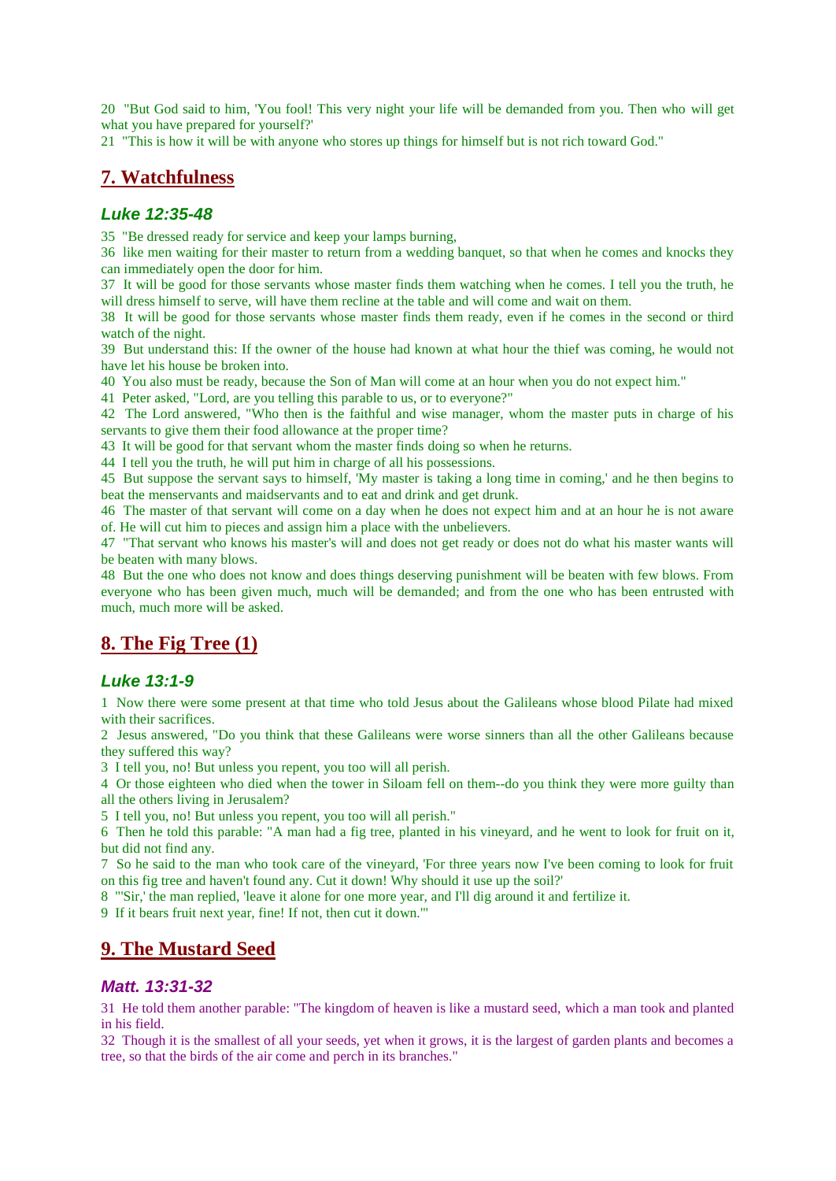20 "But God said to him, 'You fool! This very night your life will be demanded from you. Then who will get what you have prepared for yourself?'
21 "This is how it will be with anyone who stores up things for himself but is not rich toward God."

## 7. Watchfulness

### *Luke 12:35-48*

35 "Be dressed ready for service and keep your lamps burning,
36 like men waiting for their master to return from a wedding banquet, so that when he comes and knocks they can immediately open the door for him.
37 It will be good for those servants whose master finds them watching when he comes. I tell you the truth, he will dress himself to serve, will have them recline at the table and will come and wait on them.
38 It will be good for those servants whose master finds them ready, even if he comes in the second or third watch of the night.
39 But understand this: If the owner of the house had known at what hour the thief was coming, he would not have let his house be broken into.
40 You also must be ready, because the Son of Man will come at an hour when you do not expect him."
41 Peter asked, "Lord, are you telling this parable to us, or to everyone?"
42 The Lord answered, "Who then is the faithful and wise manager, whom the master puts in charge of his servants to give them their food allowance at the proper time?
43 It will be good for that servant whom the master finds doing so when he returns.
44 I tell you the truth, he will put him in charge of all his possessions.
45 But suppose the servant says to himself, 'My master is taking a long time in coming,' and he then begins to beat the menservants and maidservants and to eat and drink and get drunk.
46 The master of that servant will come on a day when he does not expect him and at an hour he is not aware of. He will cut him to pieces and assign him a place with the unbelievers.
47 "That servant who knows his master's will and does not get ready or does not do what his master wants will be beaten with many blows.
48 But the one who does not know and does things deserving punishment will be beaten with few blows. From everyone who has been given much, much will be demanded; and from the one who has been entrusted with much, much more will be asked.

## 8. The Fig Tree (1)

### *Luke 13:1-9*

1 Now there were some present at that time who told Jesus about the Galileans whose blood Pilate had mixed with their sacrifices.
2 Jesus answered, "Do you think that these Galileans were worse sinners than all the other Galileans because they suffered this way?
3 I tell you, no! But unless you repent, you too will all perish.
4 Or those eighteen who died when the tower in Siloam fell on them--do you think they were more guilty than all the others living in Jerusalem?
5 I tell you, no! But unless you repent, you too will all perish."
6 Then he told this parable: "A man had a fig tree, planted in his vineyard, and he went to look for fruit on it, but did not find any.
7 So he said to the man who took care of the vineyard, 'For three years now I've been coming to look for fruit on this fig tree and haven't found any. Cut it down! Why should it use up the soil?'
8 "'Sir,' the man replied, 'leave it alone for one more year, and I'll dig around it and fertilize it.
9 If it bears fruit next year, fine! If not, then cut it down.'"

## 9. The Mustard Seed

### *Matt. 13:31-32*

31 He told them another parable: "The kingdom of heaven is like a mustard seed, which a man took and planted in his field.
32 Though it is the smallest of all your seeds, yet when it grows, it is the largest of garden plants and becomes a tree, so that the birds of the air come and perch in its branches."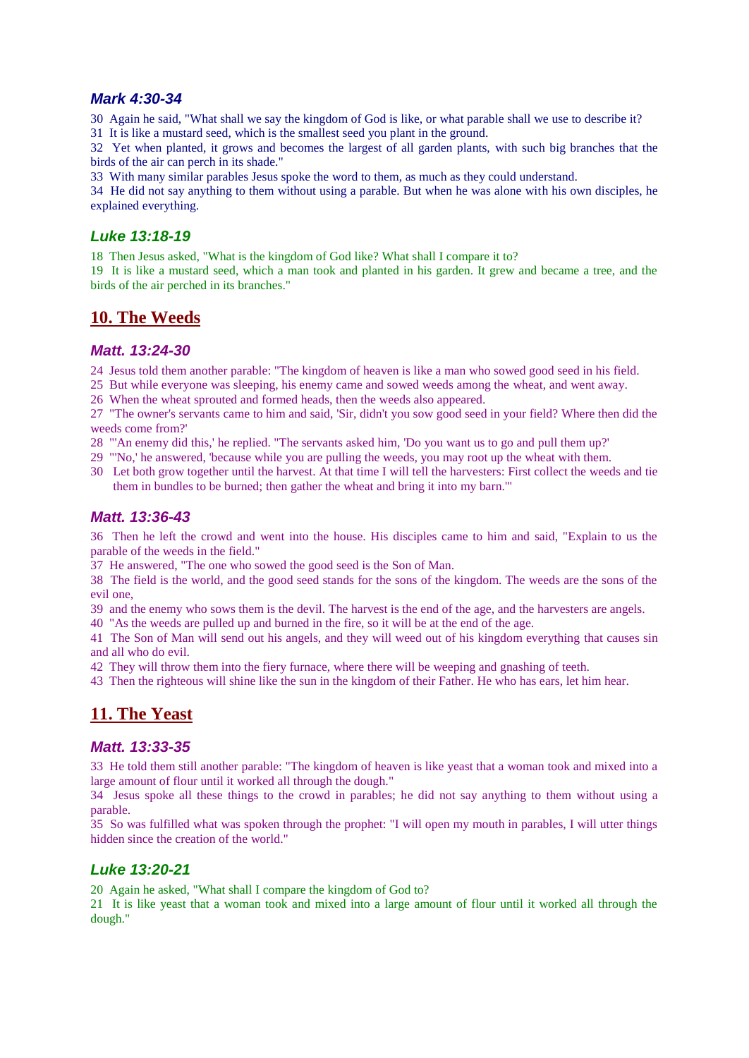### *Mark 4:30-34*

30 Again he said, "What shall we say the kingdom of God is like, or what parable shall we use to describe it?
31 It is like a mustard seed, which is the smallest seed you plant in the ground.
32 Yet when planted, it grows and becomes the largest of all garden plants, with such big branches that the birds of the air can perch in its shade."
33 With many similar parables Jesus spoke the word to them, as much as they could understand.
34 He did not say anything to them without using a parable. But when he was alone with his own disciples, he explained everything.

### *Luke 13:18-19*

18 Then Jesus asked, "What is the kingdom of God like? What shall I compare it to?
19 It is like a mustard seed, which a man took and planted in his garden. It grew and became a tree, and the birds of the air perched in its branches."

## 10. The Weeds

### *Matt. 13:24-30*

24 Jesus told them another parable: "The kingdom of heaven is like a man who sowed good seed in his field.
25 But while everyone was sleeping, his enemy came and sowed weeds among the wheat, and went away.
26 When the wheat sprouted and formed heads, then the weeds also appeared.
27 "The owner's servants came to him and said, 'Sir, didn't you sow good seed in your field? Where then did the weeds come from?'
28 "'An enemy did this,' he replied. "The servants asked him, 'Do you want us to go and pull them up?'
29 "'No,' he answered, 'because while you are pulling the weeds, you may root up the wheat with them.
30 Let both grow together until the harvest. At that time I will tell the harvesters: First collect the weeds and tie them in bundles to be burned; then gather the wheat and bring it into my barn.'"

### *Matt. 13:36-43*

36 Then he left the crowd and went into the house. His disciples came to him and said, "Explain to us the parable of the weeds in the field."
37 He answered, "The one who sowed the good seed is the Son of Man.
38 The field is the world, and the good seed stands for the sons of the kingdom. The weeds are the sons of the evil one,
39 and the enemy who sows them is the devil. The harvest is the end of the age, and the harvesters are angels.
40 "As the weeds are pulled up and burned in the fire, so it will be at the end of the age.
41 The Son of Man will send out his angels, and they will weed out of his kingdom everything that causes sin and all who do evil.
42 They will throw them into the fiery furnace, where there will be weeping and gnashing of teeth.
43 Then the righteous will shine like the sun in the kingdom of their Father. He who has ears, let him hear.

## 11. The Yeast

### *Matt. 13:33-35*

33 He told them still another parable: "The kingdom of heaven is like yeast that a woman took and mixed into a large amount of flour until it worked all through the dough."
34 Jesus spoke all these things to the crowd in parables; he did not say anything to them without using a parable.
35 So was fulfilled what was spoken through the prophet: "I will open my mouth in parables, I will utter things hidden since the creation of the world."

### *Luke 13:20-21*

20 Again he asked, "What shall I compare the kingdom of God to?
21 It is like yeast that a woman took and mixed into a large amount of flour until it worked all through the dough."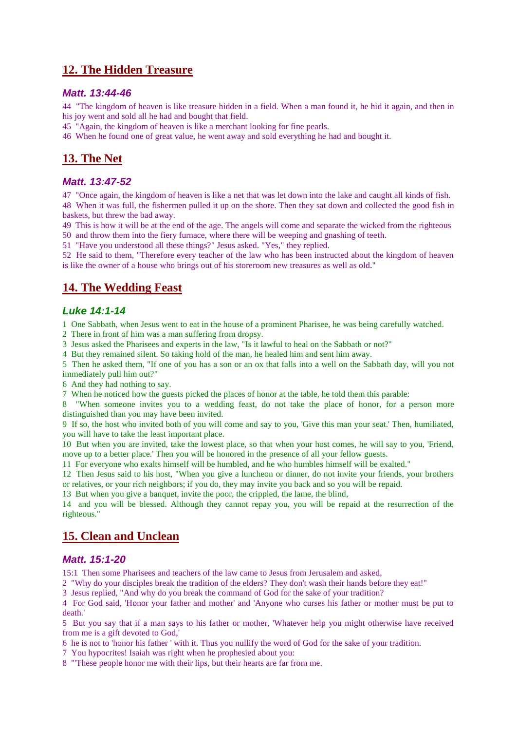## 12. The Hidden Treasure

### *Matt. 13:44-46*

44 "The kingdom of heaven is like treasure hidden in a field. When a man found it, he hid it again, and then in his joy went and sold all he had and bought that field.

45 "Again, the kingdom of heaven is like a merchant looking for fine pearls.

46 When he found one of great value, he went away and sold everything he had and bought it.

## 13. The Net

### *Matt. 13:47-52*

47 "Once again, the kingdom of heaven is like a net that was let down into the lake and caught all kinds of fish.

48 When it was full, the fishermen pulled it up on the shore. Then they sat down and collected the good fish in baskets, but threw the bad away.

49 This is how it will be at the end of the age. The angels will come and separate the wicked from the righteous

50 and throw them into the fiery furnace, where there will be weeping and gnashing of teeth.

51 "Have you understood all these things?" Jesus asked. "Yes," they replied.

52 He said to them, "Therefore every teacher of the law who has been instructed about the kingdom of heaven is like the owner of a house who brings out of his storeroom new treasures as well as old."

## 14. The Wedding Feast

### *Luke 14:1-14*

1 One Sabbath, when Jesus went to eat in the house of a prominent Pharisee, he was being carefully watched.

2 There in front of him was a man suffering from dropsy.

3 Jesus asked the Pharisees and experts in the law, "Is it lawful to heal on the Sabbath or not?"

4 But they remained silent. So taking hold of the man, he healed him and sent him away.

5 Then he asked them, "If one of you has a son or an ox that falls into a well on the Sabbath day, will you not immediately pull him out?"

6 And they had nothing to say.

7 When he noticed how the guests picked the places of honor at the table, he told them this parable:

8 "When someone invites you to a wedding feast, do not take the place of honor, for a person more distinguished than you may have been invited.

9 If so, the host who invited both of you will come and say to you, 'Give this man your seat.' Then, humiliated, you will have to take the least important place.

10 But when you are invited, take the lowest place, so that when your host comes, he will say to you, 'Friend, move up to a better place.' Then you will be honored in the presence of all your fellow guests.

11 For everyone who exalts himself will be humbled, and he who humbles himself will be exalted."

12 Then Jesus said to his host, "When you give a luncheon or dinner, do not invite your friends, your brothers or relatives, or your rich neighbors; if you do, they may invite you back and so you will be repaid.

13 But when you give a banquet, invite the poor, the crippled, the lame, the blind,

14 and you will be blessed. Although they cannot repay you, you will be repaid at the resurrection of the righteous."

## 15. Clean and Unclean

### *Matt. 15:1-20*

15:1 Then some Pharisees and teachers of the law came to Jesus from Jerusalem and asked,

2 "Why do your disciples break the tradition of the elders? They don't wash their hands before they eat!"

3 Jesus replied, "And why do you break the command of God for the sake of your tradition?

4 For God said, 'Honor your father and mother' and 'Anyone who curses his father or mother must be put to death.'

5 But you say that if a man says to his father or mother, 'Whatever help you might otherwise have received from me is a gift devoted to God,'

6 he is not to 'honor his father ' with it. Thus you nullify the word of God for the sake of your tradition.

7 You hypocrites! Isaiah was right when he prophesied about you:

8 "'These people honor me with their lips, but their hearts are far from me.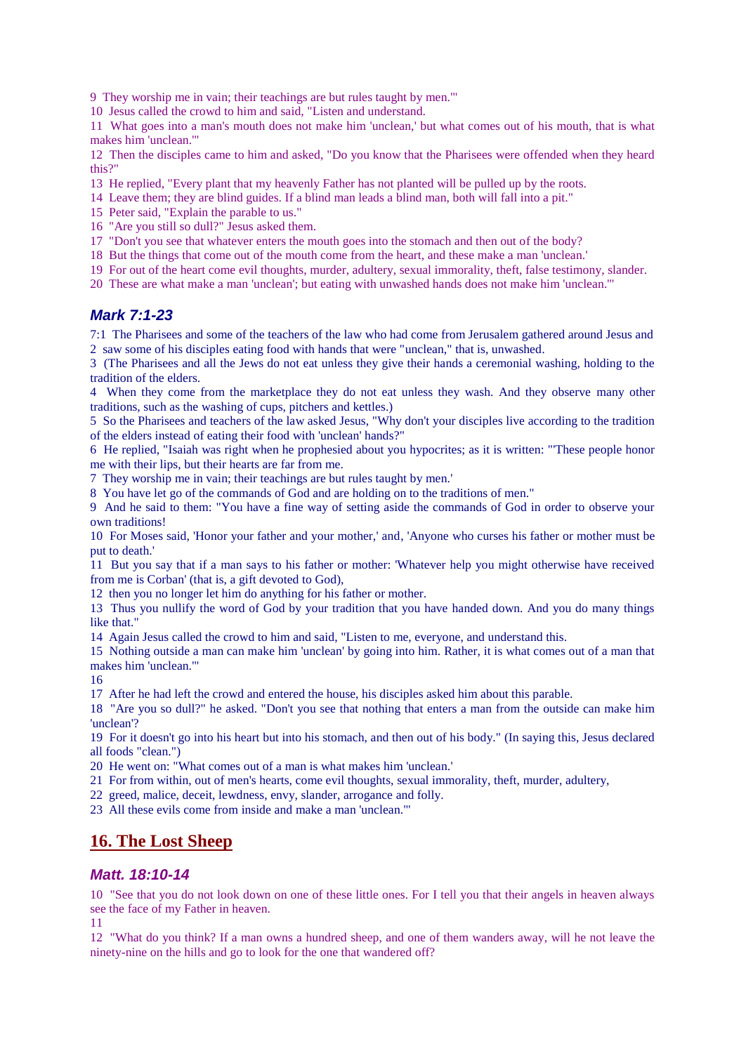9  They worship me in vain; their teachings are but rules taught by men.'"

10  Jesus called the crowd to him and said, "Listen and understand.

11  What goes into a man's mouth does not make him 'unclean,' but what comes out of his mouth, that is what makes him 'unclean.'"

12  Then the disciples came to him and asked, "Do you know that the Pharisees were offended when they heard this?"

13  He replied, "Every plant that my heavenly Father has not planted will be pulled up by the roots.

14  Leave them; they are blind guides. If a blind man leads a blind man, both will fall into a pit."

15  Peter said, "Explain the parable to us."

16  "Are you still so dull?" Jesus asked them.

17  "Don't you see that whatever enters the mouth goes into the stomach and then out of the body?

18  But the things that come out of the mouth come from the heart, and these make a man 'unclean.'

19  For out of the heart come evil thoughts, murder, adultery, sexual immorality, theft, false testimony, slander.

20  These are what make a man 'unclean'; but eating with unwashed hands does not make him 'unclean.'"

### *Mark 7:1-23*

7:1  The Pharisees and some of the teachers of the law who had come from Jerusalem gathered around Jesus and

2  saw some of his disciples eating food with hands that were "unclean," that is, unwashed.

3  (The Pharisees and all the Jews do not eat unless they give their hands a ceremonial washing, holding to the tradition of the elders.

4  When they come from the marketplace they do not eat unless they wash. And they observe many other traditions, such as the washing of cups, pitchers and kettles.)

5  So the Pharisees and teachers of the law asked Jesus, "Why don't your disciples live according to the tradition of the elders instead of eating their food with 'unclean' hands?"

6  He replied, "Isaiah was right when he prophesied about you hypocrites; as it is written: "'These people honor me with their lips, but their hearts are far from me.

7  They worship me in vain; their teachings are but rules taught by men.'

8  You have let go of the commands of God and are holding on to the traditions of men."

9  And he said to them: "You have a fine way of setting aside the commands of God in order to observe your own traditions!

10  For Moses said, 'Honor your father and your mother,' and, 'Anyone who curses his father or mother must be put to death.'

11  But you say that if a man says to his father or mother: 'Whatever help you might otherwise have received from me is Corban' (that is, a gift devoted to God),

12  then you no longer let him do anything for his father or mother.

13  Thus you nullify the word of God by your tradition that you have handed down. And you do many things like that."

14  Again Jesus called the crowd to him and said, "Listen to me, everyone, and understand this.

15  Nothing outside a man can make him 'unclean' by going into him. Rather, it is what comes out of a man that makes him 'unclean.'"

16

17  After he had left the crowd and entered the house, his disciples asked him about this parable.

18  "Are you so dull?" he asked. "Don't you see that nothing that enters a man from the outside can make him 'unclean'?

19  For it doesn't go into his heart but into his stomach, and then out of his body." (In saying this, Jesus declared all foods "clean.")

20  He went on: "What comes out of a man is what makes him 'unclean.'

21  For from within, out of men's hearts, come evil thoughts, sexual immorality, theft, murder, adultery,

22  greed, malice, deceit, lewdness, envy, slander, arrogance and folly.

23  All these evils come from inside and make a man 'unclean.'"

## 16. The Lost Sheep

### *Matt. 18:10-14*

10  "See that you do not look down on one of these little ones. For I tell you that their angels in heaven always see the face of my Father in heaven.

11

12  "What do you think? If a man owns a hundred sheep, and one of them wanders away, will he not leave the ninety-nine on the hills and go to look for the one that wandered off?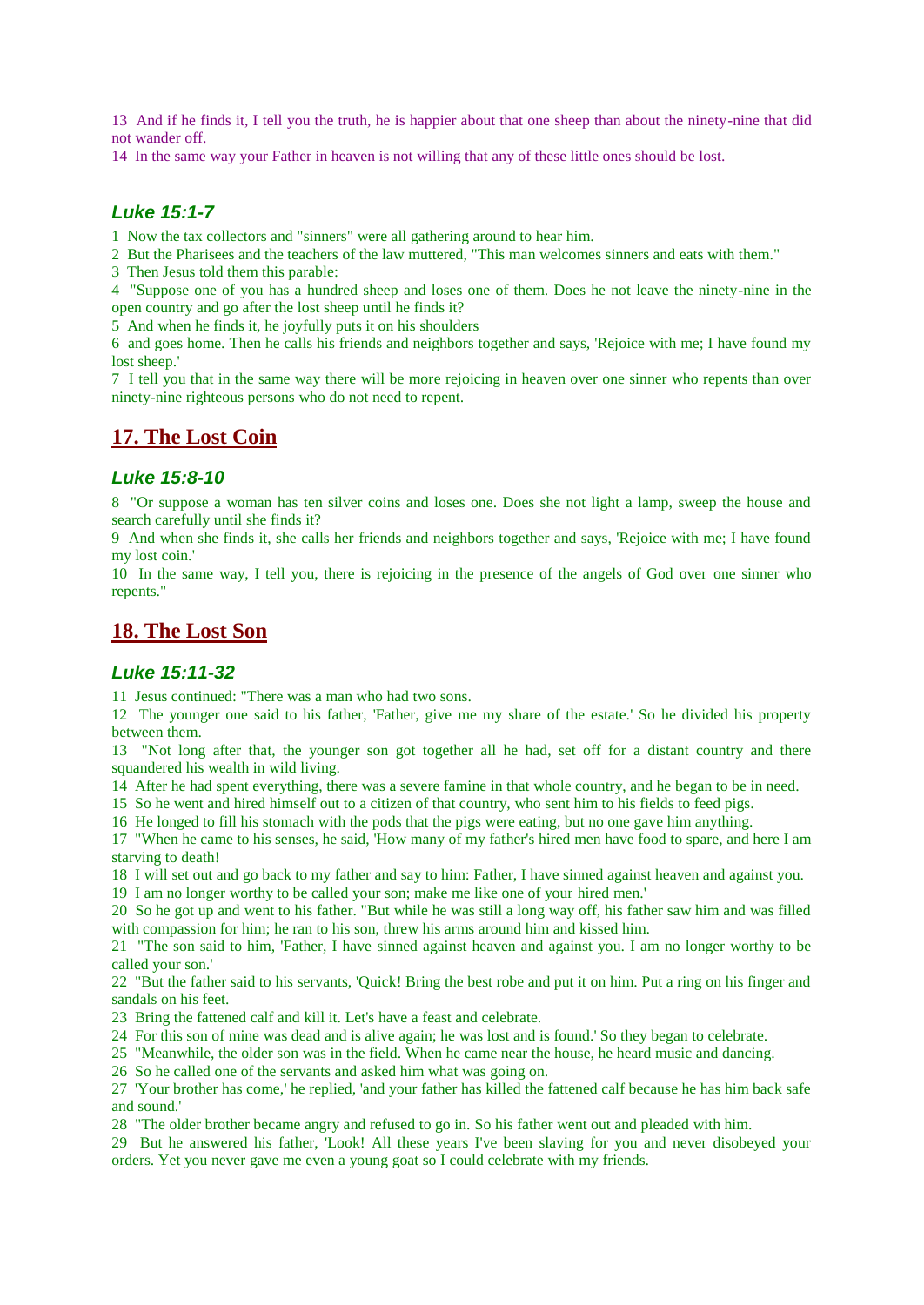13 And if he finds it, I tell you the truth, he is happier about that one sheep than about the ninety-nine that did not wander off.

14 In the same way your Father in heaven is not willing that any of these little ones should be lost.

### *Luke 15:1-7*

1 Now the tax collectors and "sinners" were all gathering around to hear him.

2 But the Pharisees and the teachers of the law muttered, "This man welcomes sinners and eats with them."

3 Then Jesus told them this parable:

4 "Suppose one of you has a hundred sheep and loses one of them. Does he not leave the ninety-nine in the open country and go after the lost sheep until he finds it?

5 And when he finds it, he joyfully puts it on his shoulders

6 and goes home. Then he calls his friends and neighbors together and says, 'Rejoice with me; I have found my lost sheep.'

7 I tell you that in the same way there will be more rejoicing in heaven over one sinner who repents than over ninety-nine righteous persons who do not need to repent.

## 17. The Lost Coin

### *Luke 15:8-10*

8 "Or suppose a woman has ten silver coins and loses one. Does she not light a lamp, sweep the house and search carefully until she finds it?

9 And when she finds it, she calls her friends and neighbors together and says, 'Rejoice with me; I have found my lost coin.'

10 In the same way, I tell you, there is rejoicing in the presence of the angels of God over one sinner who repents."

## 18. The Lost Son

### *Luke 15:11-32*

11 Jesus continued: "There was a man who had two sons.

12 The younger one said to his father, 'Father, give me my share of the estate.' So he divided his property between them.

13 "Not long after that, the younger son got together all he had, set off for a distant country and there squandered his wealth in wild living.

14 After he had spent everything, there was a severe famine in that whole country, and he began to be in need.

15 So he went and hired himself out to a citizen of that country, who sent him to his fields to feed pigs.

16 He longed to fill his stomach with the pods that the pigs were eating, but no one gave him anything.

17 "When he came to his senses, he said, 'How many of my father's hired men have food to spare, and here I am starving to death!

18 I will set out and go back to my father and say to him: Father, I have sinned against heaven and against you.

19 I am no longer worthy to be called your son; make me like one of your hired men.'

20 So he got up and went to his father. "But while he was still a long way off, his father saw him and was filled with compassion for him; he ran to his son, threw his arms around him and kissed him.

21 "The son said to him, 'Father, I have sinned against heaven and against you. I am no longer worthy to be called your son.'

22 "But the father said to his servants, 'Quick! Bring the best robe and put it on him. Put a ring on his finger and sandals on his feet.

23 Bring the fattened calf and kill it. Let's have a feast and celebrate.

24 For this son of mine was dead and is alive again; he was lost and is found.' So they began to celebrate.

25 "Meanwhile, the older son was in the field. When he came near the house, he heard music and dancing.

26 So he called one of the servants and asked him what was going on.

27 'Your brother has come,' he replied, 'and your father has killed the fattened calf because he has him back safe and sound.'

28 "The older brother became angry and refused to go in. So his father went out and pleaded with him.

29 But he answered his father, 'Look! All these years I've been slaving for you and never disobeyed your orders. Yet you never gave me even a young goat so I could celebrate with my friends.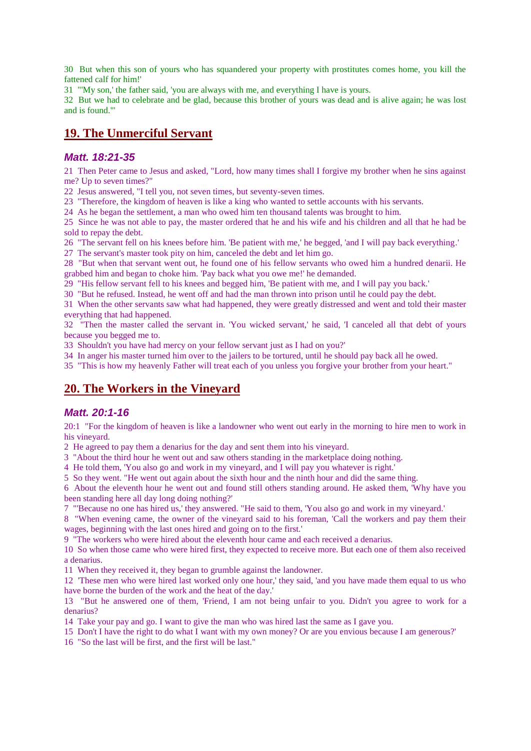30 But when this son of yours who has squandered your property with prostitutes comes home, you kill the fattened calf for him!'

31 "'My son,' the father said, 'you are always with me, and everything I have is yours.

32 But we had to celebrate and be glad, because this brother of yours was dead and is alive again; he was lost and is found.'"

## 19. The Unmerciful Servant

### *Matt. 18:21-35*

21 Then Peter came to Jesus and asked, "Lord, how many times shall I forgive my brother when he sins against me? Up to seven times?"

22 Jesus answered, "I tell you, not seven times, but seventy-seven times.

23 "Therefore, the kingdom of heaven is like a king who wanted to settle accounts with his servants.

24 As he began the settlement, a man who owed him ten thousand talents was brought to him.

25 Since he was not able to pay, the master ordered that he and his wife and his children and all that he had be sold to repay the debt.

26 "The servant fell on his knees before him. 'Be patient with me,' he begged, 'and I will pay back everything.'

27 The servant's master took pity on him, canceled the debt and let him go.

28 "But when that servant went out, he found one of his fellow servants who owed him a hundred denarii. He grabbed him and began to choke him. 'Pay back what you owe me!' he demanded.

29 "His fellow servant fell to his knees and begged him, 'Be patient with me, and I will pay you back.'

30 "But he refused. Instead, he went off and had the man thrown into prison until he could pay the debt.

31 When the other servants saw what had happened, they were greatly distressed and went and told their master everything that had happened.

32 "Then the master called the servant in. 'You wicked servant,' he said, 'I canceled all that debt of yours because you begged me to.

33 Shouldn't you have had mercy on your fellow servant just as I had on you?'

34 In anger his master turned him over to the jailers to be tortured, until he should pay back all he owed.

35 "This is how my heavenly Father will treat each of you unless you forgive your brother from your heart."

## 20. The Workers in the Vineyard

### *Matt. 20:1-16*

20:1 "For the kingdom of heaven is like a landowner who went out early in the morning to hire men to work in his vineyard.

2 He agreed to pay them a denarius for the day and sent them into his vineyard.

3 "About the third hour he went out and saw others standing in the marketplace doing nothing.

4 He told them, 'You also go and work in my vineyard, and I will pay you whatever is right.'

5 So they went. "He went out again about the sixth hour and the ninth hour and did the same thing.

6 About the eleventh hour he went out and found still others standing around. He asked them, 'Why have you been standing here all day long doing nothing?'

7 "'Because no one has hired us,' they answered. "He said to them, 'You also go and work in my vineyard.'

8 "When evening came, the owner of the vineyard said to his foreman, 'Call the workers and pay them their wages, beginning with the last ones hired and going on to the first.'

9 "The workers who were hired about the eleventh hour came and each received a denarius.

10 So when those came who were hired first, they expected to receive more. But each one of them also received a denarius.

11 When they received it, they began to grumble against the landowner.

12 'These men who were hired last worked only one hour,' they said, 'and you have made them equal to us who have borne the burden of the work and the heat of the day.'

13 "But he answered one of them, 'Friend, I am not being unfair to you. Didn't you agree to work for a denarius?

14 Take your pay and go. I want to give the man who was hired last the same as I gave you.

15 Don't I have the right to do what I want with my own money? Or are you envious because I am generous?'

16 "So the last will be first, and the first will be last."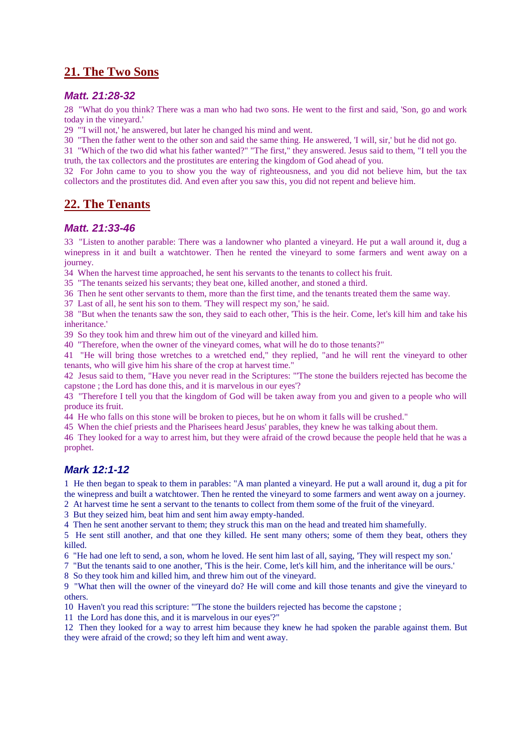## 21. The Two Sons

### *Matt. 21:28-32*

28 "What do you think? There was a man who had two sons. He went to the first and said, 'Son, go and work today in the vineyard.'

29 "'I will not,' he answered, but later he changed his mind and went.

30 "Then the father went to the other son and said the same thing. He answered, 'I will, sir,' but he did not go.

31 "Which of the two did what his father wanted?" "The first," they answered. Jesus said to them, "I tell you the truth, the tax collectors and the prostitutes are entering the kingdom of God ahead of you.

32 For John came to you to show you the way of righteousness, and you did not believe him, but the tax collectors and the prostitutes did. And even after you saw this, you did not repent and believe him.

## 22. The Tenants

### *Matt. 21:33-46*

33 "Listen to another parable: There was a landowner who planted a vineyard. He put a wall around it, dug a winepress in it and built a watchtower. Then he rented the vineyard to some farmers and went away on a journey.

34 When the harvest time approached, he sent his servants to the tenants to collect his fruit.

35 "The tenants seized his servants; they beat one, killed another, and stoned a third.

36 Then he sent other servants to them, more than the first time, and the tenants treated them the same way.

37 Last of all, he sent his son to them. 'They will respect my son,' he said.

38 "But when the tenants saw the son, they said to each other, 'This is the heir. Come, let's kill him and take his inheritance.'

39 So they took him and threw him out of the vineyard and killed him.

40 "Therefore, when the owner of the vineyard comes, what will he do to those tenants?"

41 "He will bring those wretches to a wretched end," they replied, "and he will rent the vineyard to other tenants, who will give him his share of the crop at harvest time."

42 Jesus said to them, "Have you never read in the Scriptures: "'The stone the builders rejected has become the capstone ; the Lord has done this, and it is marvelous in our eyes'?

43 "Therefore I tell you that the kingdom of God will be taken away from you and given to a people who will produce its fruit.

44 He who falls on this stone will be broken to pieces, but he on whom it falls will be crushed."

45 When the chief priests and the Pharisees heard Jesus' parables, they knew he was talking about them.

46 They looked for a way to arrest him, but they were afraid of the crowd because the people held that he was a prophet.

### *Mark 12:1-12*

1 He then began to speak to them in parables: "A man planted a vineyard. He put a wall around it, dug a pit for the winepress and built a watchtower. Then he rented the vineyard to some farmers and went away on a journey.

2 At harvest time he sent a servant to the tenants to collect from them some of the fruit of the vineyard.

3 But they seized him, beat him and sent him away empty-handed.

4 Then he sent another servant to them; they struck this man on the head and treated him shamefully.

5 He sent still another, and that one they killed. He sent many others; some of them they beat, others they killed.

6 "He had one left to send, a son, whom he loved. He sent him last of all, saying, 'They will respect my son.'

7 "But the tenants said to one another, 'This is the heir. Come, let's kill him, and the inheritance will be ours.'

8 So they took him and killed him, and threw him out of the vineyard.

9 "What then will the owner of the vineyard do? He will come and kill those tenants and give the vineyard to others.

10 Haven't you read this scripture: "'The stone the builders rejected has become the capstone ;

11 the Lord has done this, and it is marvelous in our eyes'?"

12 Then they looked for a way to arrest him because they knew he had spoken the parable against them. But they were afraid of the crowd; so they left him and went away.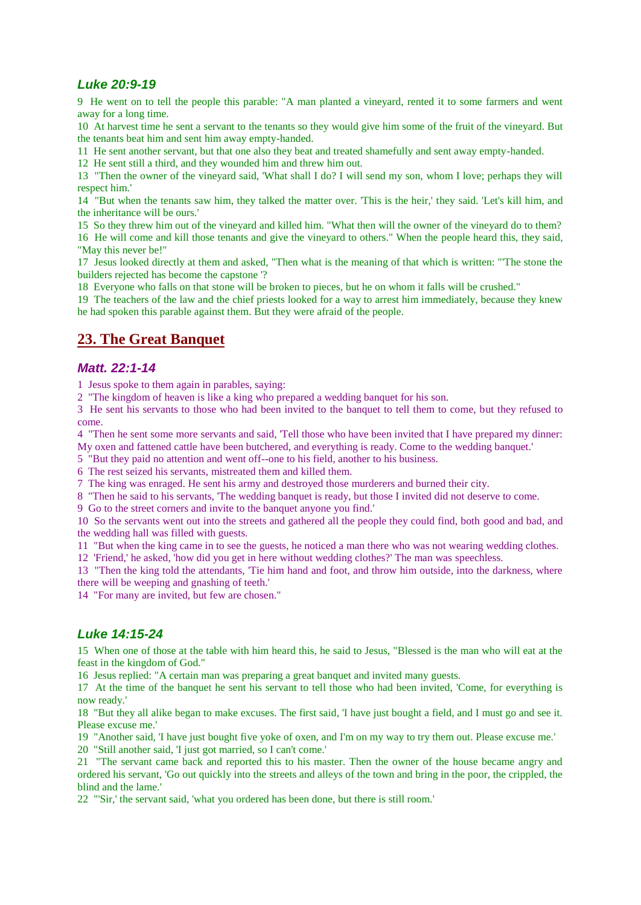### *Luke 20:9-19*

9 He went on to tell the people this parable: "A man planted a vineyard, rented it to some farmers and went away for a long time.

10 At harvest time he sent a servant to the tenants so they would give him some of the fruit of the vineyard. But the tenants beat him and sent him away empty-handed.

11 He sent another servant, but that one also they beat and treated shamefully and sent away empty-handed.

12 He sent still a third, and they wounded him and threw him out.

13 "Then the owner of the vineyard said, 'What shall I do? I will send my son, whom I love; perhaps they will respect him.'

14 "But when the tenants saw him, they talked the matter over. 'This is the heir,' they said. 'Let's kill him, and the inheritance will be ours.'

15 So they threw him out of the vineyard and killed him. "What then will the owner of the vineyard do to them?

16 He will come and kill those tenants and give the vineyard to others." When the people heard this, they said, "May this never be!"

17 Jesus looked directly at them and asked, "Then what is the meaning of that which is written: "'The stone the builders rejected has become the capstone '?

18 Everyone who falls on that stone will be broken to pieces, but he on whom it falls will be crushed."

19 The teachers of the law and the chief priests looked for a way to arrest him immediately, because they knew he had spoken this parable against them. But they were afraid of the people.

## 23. The Great Banquet

### *Matt. 22:1-14*

1 Jesus spoke to them again in parables, saying:

2 "The kingdom of heaven is like a king who prepared a wedding banquet for his son.

3 He sent his servants to those who had been invited to the banquet to tell them to come, but they refused to come.

4 "Then he sent some more servants and said, 'Tell those who have been invited that I have prepared my dinner: My oxen and fattened cattle have been butchered, and everything is ready. Come to the wedding banquet.'

5 "But they paid no attention and went off--one to his field, another to his business.

6 The rest seized his servants, mistreated them and killed them.

7 The king was enraged. He sent his army and destroyed those murderers and burned their city.

8 "Then he said to his servants, 'The wedding banquet is ready, but those I invited did not deserve to come.

9 Go to the street corners and invite to the banquet anyone you find.'

10 So the servants went out into the streets and gathered all the people they could find, both good and bad, and the wedding hall was filled with guests.

11 "But when the king came in to see the guests, he noticed a man there who was not wearing wedding clothes.

12 'Friend,' he asked, 'how did you get in here without wedding clothes?' The man was speechless.

13 "Then the king told the attendants, 'Tie him hand and foot, and throw him outside, into the darkness, where there will be weeping and gnashing of teeth.'

14 "For many are invited, but few are chosen."

### *Luke 14:15-24*

15 When one of those at the table with him heard this, he said to Jesus, "Blessed is the man who will eat at the feast in the kingdom of God."

16 Jesus replied: "A certain man was preparing a great banquet and invited many guests.

17 At the time of the banquet he sent his servant to tell those who had been invited, 'Come, for everything is now ready.'

18 "But they all alike began to make excuses. The first said, 'I have just bought a field, and I must go and see it. Please excuse me.'

19 "Another said, 'I have just bought five yoke of oxen, and I'm on my way to try them out. Please excuse me.'

20 "Still another said, 'I just got married, so I can't come.'

21 "The servant came back and reported this to his master. Then the owner of the house became angry and ordered his servant, 'Go out quickly into the streets and alleys of the town and bring in the poor, the crippled, the blind and the lame.'

22 "'Sir,' the servant said, 'what you ordered has been done, but there is still room.'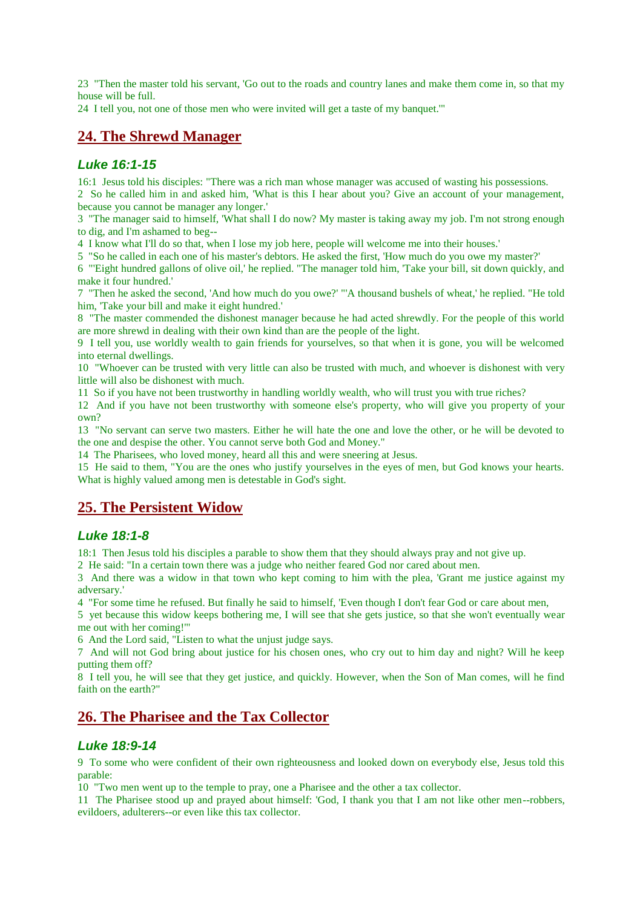23 "Then the master told his servant, 'Go out to the roads and country lanes and make them come in, so that my house will be full.

24 I tell you, not one of those men who were invited will get a taste of my banquet.'"

## 24. The Shrewd Manager

### *Luke 16:1-15*

16:1 Jesus told his disciples: "There was a rich man whose manager was accused of wasting his possessions.

2 So he called him in and asked him, 'What is this I hear about you? Give an account of your management, because you cannot be manager any longer.'

3 "The manager said to himself, 'What shall I do now? My master is taking away my job. I'm not strong enough to dig, and I'm ashamed to beg--

4 I know what I'll do so that, when I lose my job here, people will welcome me into their houses.'

5 "So he called in each one of his master's debtors. He asked the first, 'How much do you owe my master?'

6 "'Eight hundred gallons of olive oil,' he replied. "The manager told him, 'Take your bill, sit down quickly, and make it four hundred.'

7 "Then he asked the second, 'And how much do you owe?' "'A thousand bushels of wheat,' he replied. "He told him, 'Take your bill and make it eight hundred.'

8 "The master commended the dishonest manager because he had acted shrewdly. For the people of this world are more shrewd in dealing with their own kind than are the people of the light.

9 I tell you, use worldly wealth to gain friends for yourselves, so that when it is gone, you will be welcomed into eternal dwellings.

10 "Whoever can be trusted with very little can also be trusted with much, and whoever is dishonest with very little will also be dishonest with much.

11 So if you have not been trustworthy in handling worldly wealth, who will trust you with true riches?

12 And if you have not been trustworthy with someone else's property, who will give you property of your own?

13 "No servant can serve two masters. Either he will hate the one and love the other, or he will be devoted to the one and despise the other. You cannot serve both God and Money."

14 The Pharisees, who loved money, heard all this and were sneering at Jesus.

15 He said to them, "You are the ones who justify yourselves in the eyes of men, but God knows your hearts. What is highly valued among men is detestable in God's sight.

## 25. The Persistent Widow

### *Luke 18:1-8*

18:1 Then Jesus told his disciples a parable to show them that they should always pray and not give up.

2 He said: "In a certain town there was a judge who neither feared God nor cared about men.

3 And there was a widow in that town who kept coming to him with the plea, 'Grant me justice against my adversary.'

4 "For some time he refused. But finally he said to himself, 'Even though I don't fear God or care about men,

5 yet because this widow keeps bothering me, I will see that she gets justice, so that she won't eventually wear me out with her coming!'"

6 And the Lord said, "Listen to what the unjust judge says.

7 And will not God bring about justice for his chosen ones, who cry out to him day and night? Will he keep putting them off?

8 I tell you, he will see that they get justice, and quickly. However, when the Son of Man comes, will he find faith on the earth?"

## 26. The Pharisee and the Tax Collector

### *Luke 18:9-14*

9 To some who were confident of their own righteousness and looked down on everybody else, Jesus told this parable:

10 "Two men went up to the temple to pray, one a Pharisee and the other a tax collector.

11 The Pharisee stood up and prayed about himself: 'God, I thank you that I am not like other men--robbers, evildoers, adulterers--or even like this tax collector.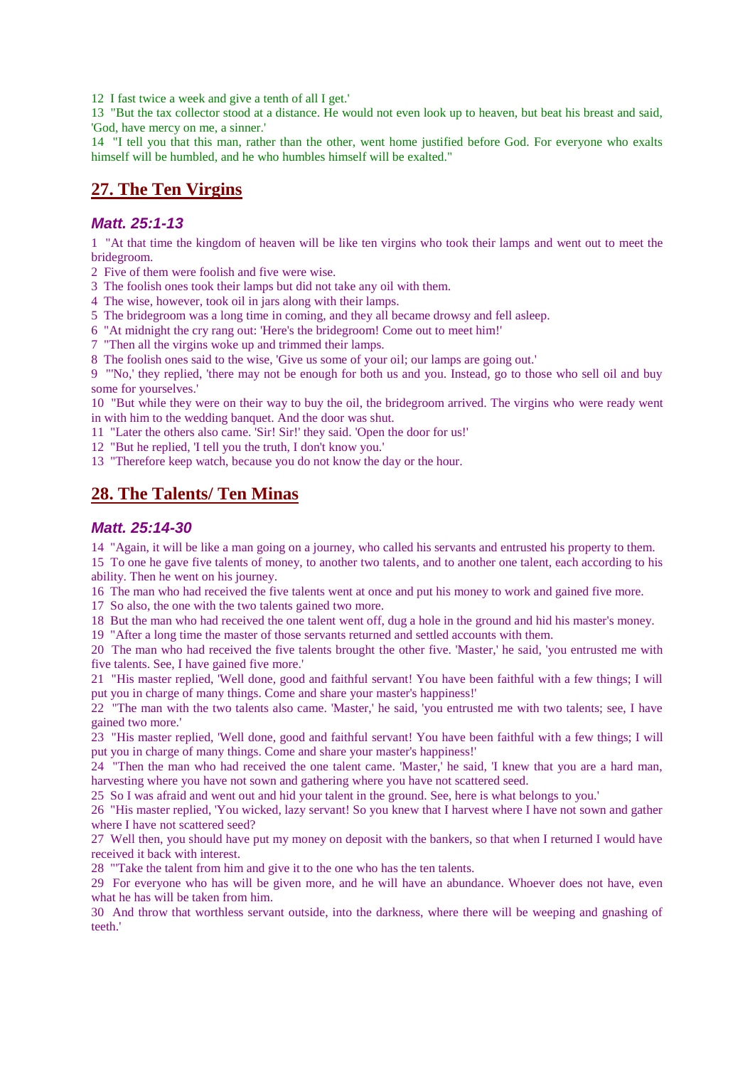12 I fast twice a week and give a tenth of all I get.'
13 "But the tax collector stood at a distance. He would not even look up to heaven, but beat his breast and said, 'God, have mercy on me, a sinner.'
14 "I tell you that this man, rather than the other, went home justified before God. For everyone who exalts himself will be humbled, and he who humbles himself will be exalted."

## 27. The Ten Virgins

### *Matt. 25:1-13*

1 "At that time the kingdom of heaven will be like ten virgins who took their lamps and went out to meet the bridegroom.
2 Five of them were foolish and five were wise.
3 The foolish ones took their lamps but did not take any oil with them.
4 The wise, however, took oil in jars along with their lamps.
5 The bridegroom was a long time in coming, and they all became drowsy and fell asleep.
6 "At midnight the cry rang out: 'Here's the bridegroom! Come out to meet him!'
7 "Then all the virgins woke up and trimmed their lamps.
8 The foolish ones said to the wise, 'Give us some of your oil; our lamps are going out.'
9 "'No,' they replied, 'there may not be enough for both us and you. Instead, go to those who sell oil and buy some for yourselves.'
10 "But while they were on their way to buy the oil, the bridegroom arrived. The virgins who were ready went in with him to the wedding banquet. And the door was shut.
11 "Later the others also came. 'Sir! Sir!' they said. 'Open the door for us!'
12 "But he replied, 'I tell you the truth, I don't know you.'
13 "Therefore keep watch, because you do not know the day or the hour.

## 28. The Talents/ Ten Minas

### *Matt. 25:14-30*

14 "Again, it will be like a man going on a journey, who called his servants and entrusted his property to them.
15 To one he gave five talents of money, to another two talents, and to another one talent, each according to his ability. Then he went on his journey.
16 The man who had received the five talents went at once and put his money to work and gained five more.
17 So also, the one with the two talents gained two more.
18 But the man who had received the one talent went off, dug a hole in the ground and hid his master's money.
19 "After a long time the master of those servants returned and settled accounts with them.
20 The man who had received the five talents brought the other five. 'Master,' he said, 'you entrusted me with five talents. See, I have gained five more.'
21 "His master replied, 'Well done, good and faithful servant! You have been faithful with a few things; I will put you in charge of many things. Come and share your master's happiness!'
22 "The man with the two talents also came. 'Master,' he said, 'you entrusted me with two talents; see, I have gained two more.'
23 "His master replied, 'Well done, good and faithful servant! You have been faithful with a few things; I will put you in charge of many things. Come and share your master's happiness!'
24 "Then the man who had received the one talent came. 'Master,' he said, 'I knew that you are a hard man, harvesting where you have not sown and gathering where you have not scattered seed.
25 So I was afraid and went out and hid your talent in the ground. See, here is what belongs to you.'
26 "His master replied, 'You wicked, lazy servant! So you knew that I harvest where I have not sown and gather where I have not scattered seed?
27 Well then, you should have put my money on deposit with the bankers, so that when I returned I would have received it back with interest.
28 "'Take the talent from him and give it to the one who has the ten talents.
29 For everyone who has will be given more, and he will have an abundance. Whoever does not have, even what he has will be taken from him.
30 And throw that worthless servant outside, into the darkness, where there will be weeping and gnashing of teeth.'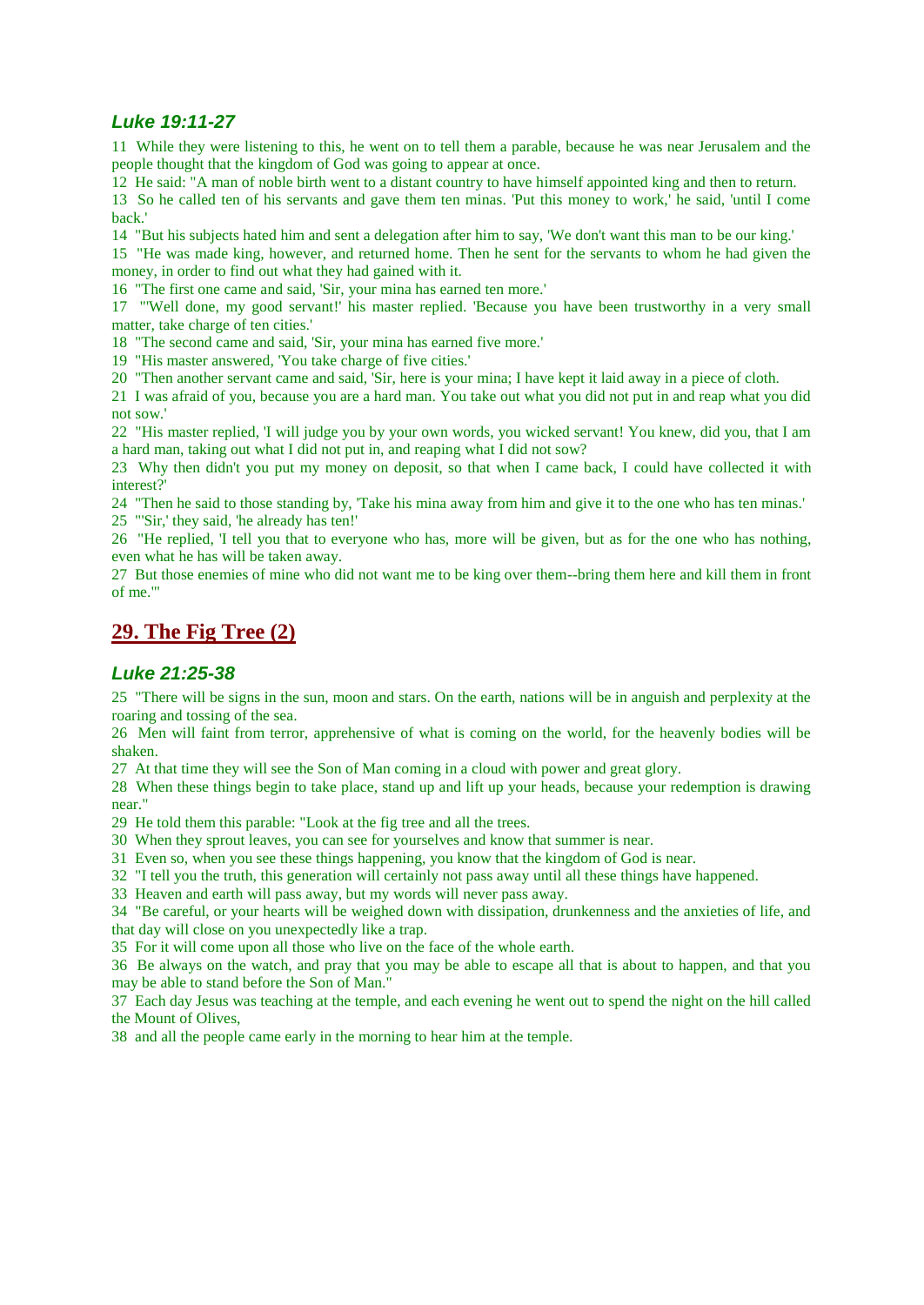### *Luke 19:11-27*

11 While they were listening to this, he went on to tell them a parable, because he was near Jerusalem and the people thought that the kingdom of God was going to appear at once.

12 He said: "A man of noble birth went to a distant country to have himself appointed king and then to return.

13 So he called ten of his servants and gave them ten minas. 'Put this money to work,' he said, 'until I come back.'

14 "But his subjects hated him and sent a delegation after him to say, 'We don't want this man to be our king.'

15 "He was made king, however, and returned home. Then he sent for the servants to whom he had given the money, in order to find out what they had gained with it.

16 "The first one came and said, 'Sir, your mina has earned ten more.'

17 "'Well done, my good servant!' his master replied. 'Because you have been trustworthy in a very small matter, take charge of ten cities.'

18 "The second came and said, 'Sir, your mina has earned five more.'

19 "His master answered, 'You take charge of five cities.'

20 "Then another servant came and said, 'Sir, here is your mina; I have kept it laid away in a piece of cloth.

21 I was afraid of you, because you are a hard man. You take out what you did not put in and reap what you did not sow.'

22 "His master replied, 'I will judge you by your own words, you wicked servant! You knew, did you, that I am a hard man, taking out what I did not put in, and reaping what I did not sow?

23 Why then didn't you put my money on deposit, so that when I came back, I could have collected it with interest?'

24 "Then he said to those standing by, 'Take his mina away from him and give it to the one who has ten minas.'

25 "'Sir,' they said, 'he already has ten!'

26 "He replied, 'I tell you that to everyone who has, more will be given, but as for the one who has nothing, even what he has will be taken away.

27 But those enemies of mine who did not want me to be king over them--bring them here and kill them in front of me.'"

## 29. The Fig Tree (2)

### *Luke 21:25-38*

25 "There will be signs in the sun, moon and stars. On the earth, nations will be in anguish and perplexity at the roaring and tossing of the sea.

26 Men will faint from terror, apprehensive of what is coming on the world, for the heavenly bodies will be shaken.

27 At that time they will see the Son of Man coming in a cloud with power and great glory.

28 When these things begin to take place, stand up and lift up your heads, because your redemption is drawing near."

29 He told them this parable: "Look at the fig tree and all the trees.

30 When they sprout leaves, you can see for yourselves and know that summer is near.

31 Even so, when you see these things happening, you know that the kingdom of God is near.

32 "I tell you the truth, this generation will certainly not pass away until all these things have happened.

33 Heaven and earth will pass away, but my words will never pass away.

34 "Be careful, or your hearts will be weighed down with dissipation, drunkenness and the anxieties of life, and that day will close on you unexpectedly like a trap.

35 For it will come upon all those who live on the face of the whole earth.

36 Be always on the watch, and pray that you may be able to escape all that is about to happen, and that you may be able to stand before the Son of Man."

37 Each day Jesus was teaching at the temple, and each evening he went out to spend the night on the hill called the Mount of Olives,

38 and all the people came early in the morning to hear him at the temple.